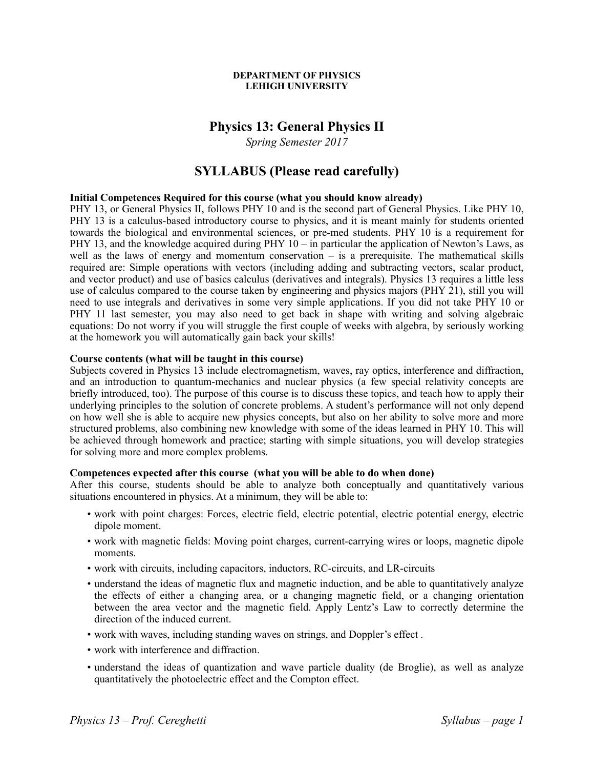**DEPARTMENT OF PHYSICS**
**LEHIGH UNIVERSITY**

# Physics 13: General Physics II

*Spring Semester 2017*

## SYLLABUS (Please read carefully)

**Initial Competences Required for this course (what you should know already)**

PHY 13, or General Physics II, follows PHY 10 and is the second part of General Physics. Like PHY 10, PHY 13 is a calculus-based introductory course to physics, and it is meant mainly for students oriented towards the biological and environmental sciences, or pre-med students. PHY 10 is a requirement for PHY 13, and the knowledge acquired during PHY 10 – in particular the application of Newton's Laws, as well as the laws of energy and momentum conservation – is a prerequisite. The mathematical skills required are: Simple operations with vectors (including adding and subtracting vectors, scalar product, and vector product) and use of basics calculus (derivatives and integrals). Physics 13 requires a little less use of calculus compared to the course taken by engineering and physics majors (PHY 21), still you will need to use integrals and derivatives in some very simple applications. If you did not take PHY 10 or PHY 11 last semester, you may also need to get back in shape with writing and solving algebraic equations: Do not worry if you will struggle the first couple of weeks with algebra, by seriously working at the homework you will automatically gain back your skills!

**Course contents (what will be taught in this course)**

Subjects covered in Physics 13 include electromagnetism, waves, ray optics, interference and diffraction, and an introduction to quantum-mechanics and nuclear physics (a few special relativity concepts are briefly introduced, too). The purpose of this course is to discuss these topics, and teach how to apply their underlying principles to the solution of concrete problems. A student's performance will not only depend on how well she is able to acquire new physics concepts, but also on her ability to solve more and more structured problems, also combining new knowledge with some of the ideas learned in PHY 10. This will be achieved through homework and practice; starting with simple situations, you will develop strategies for solving more and more complex problems.

**Competences expected after this course (what you will be able to do when done)**

After this course, students should be able to analyze both conceptually and quantitatively various situations encountered in physics. At a minimum, they will be able to:

- work with point charges: Forces, electric field, electric potential, electric potential energy, electric dipole moment.
- work with magnetic fields: Moving point charges, current-carrying wires or loops, magnetic dipole moments.
- work with circuits, including capacitors, inductors, RC-circuits, and LR-circuits
- understand the ideas of magnetic flux and magnetic induction, and be able to quantitatively analyze the effects of either a changing area, or a changing magnetic field, or a changing orientation between the area vector and the magnetic field. Apply Lentz's Law to correctly determine the direction of the induced current.
- work with waves, including standing waves on strings, and Doppler's effect .
- work with interference and diffraction.
- understand the ideas of quantization and wave particle duality (de Broglie), as well as analyze quantitatively the photoelectric effect and the Compton effect.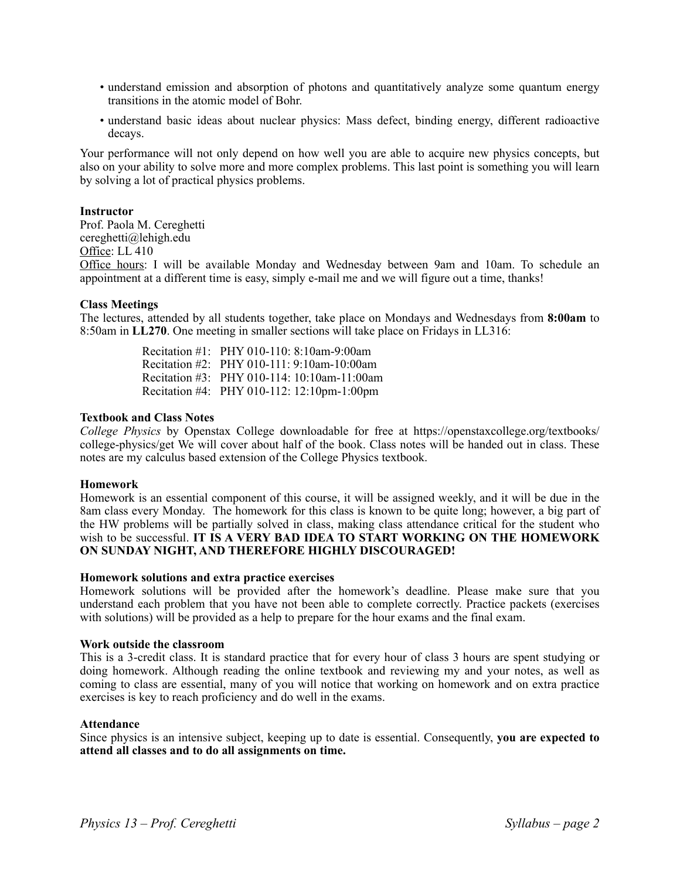- understand emission and absorption of photons and quantitatively analyze some quantum energy transitions in the atomic model of Bohr.
- understand basic ideas about nuclear physics: Mass defect, binding energy, different radioactive decays.

Your performance will not only depend on how well you are able to acquire new physics concepts, but also on your ability to solve more and more complex problems. This last point is something you will learn by solving a lot of practical physics problems.

**Instructor**
Prof. Paola M. Cereghetti
cereghetti@lehigh.edu
Office: LL 410
Office hours: I will be available Monday and Wednesday between 9am and 10am. To schedule an appointment at a different time is easy, simply e-mail me and we will figure out a time, thanks!

**Class Meetings**
The lectures, attended by all students together, take place on Mondays and Wednesdays from **8:00am** to 8:50am in **LL270**. One meeting in smaller sections will take place on Fridays in LL316:

Recitation #1: PHY 010-110: 8:10am-9:00am
Recitation #2: PHY 010-111: 9:10am-10:00am
Recitation #3: PHY 010-114: 10:10am-11:00am
Recitation #4: PHY 010-112: 12:10pm-1:00pm

**Textbook and Class Notes**
*College Physics* by Openstax College downloadable for free at https://openstaxcollege.org/textbooks/college-physics/get We will cover about half of the book. Class notes will be handed out in class. These notes are my calculus based extension of the College Physics textbook.

**Homework**
Homework is an essential component of this course, it will be assigned weekly, and it will be due in the 8am class every Monday. The homework for this class is known to be quite long; however, a big part of the HW problems will be partially solved in class, making class attendance critical for the student who wish to be successful. **IT IS A VERY BAD IDEA TO START WORKING ON THE HOMEWORK ON SUNDAY NIGHT, AND THEREFORE HIGHLY DISCOURAGED!**

**Homework solutions and extra practice exercises**
Homework solutions will be provided after the homework's deadline. Please make sure that you understand each problem that you have not been able to complete correctly. Practice packets (exercises with solutions) will be provided as a help to prepare for the hour exams and the final exam.

**Work outside the classroom**
This is a 3-credit class. It is standard practice that for every hour of class 3 hours are spent studying or doing homework. Although reading the online textbook and reviewing my and your notes, as well as coming to class are essential, many of you will notice that working on homework and on extra practice exercises is key to reach proficiency and do well in the exams.

**Attendance**
Since physics is an intensive subject, keeping up to date is essential. Consequently, **you are expected to attend all classes and to do all assignments on time.**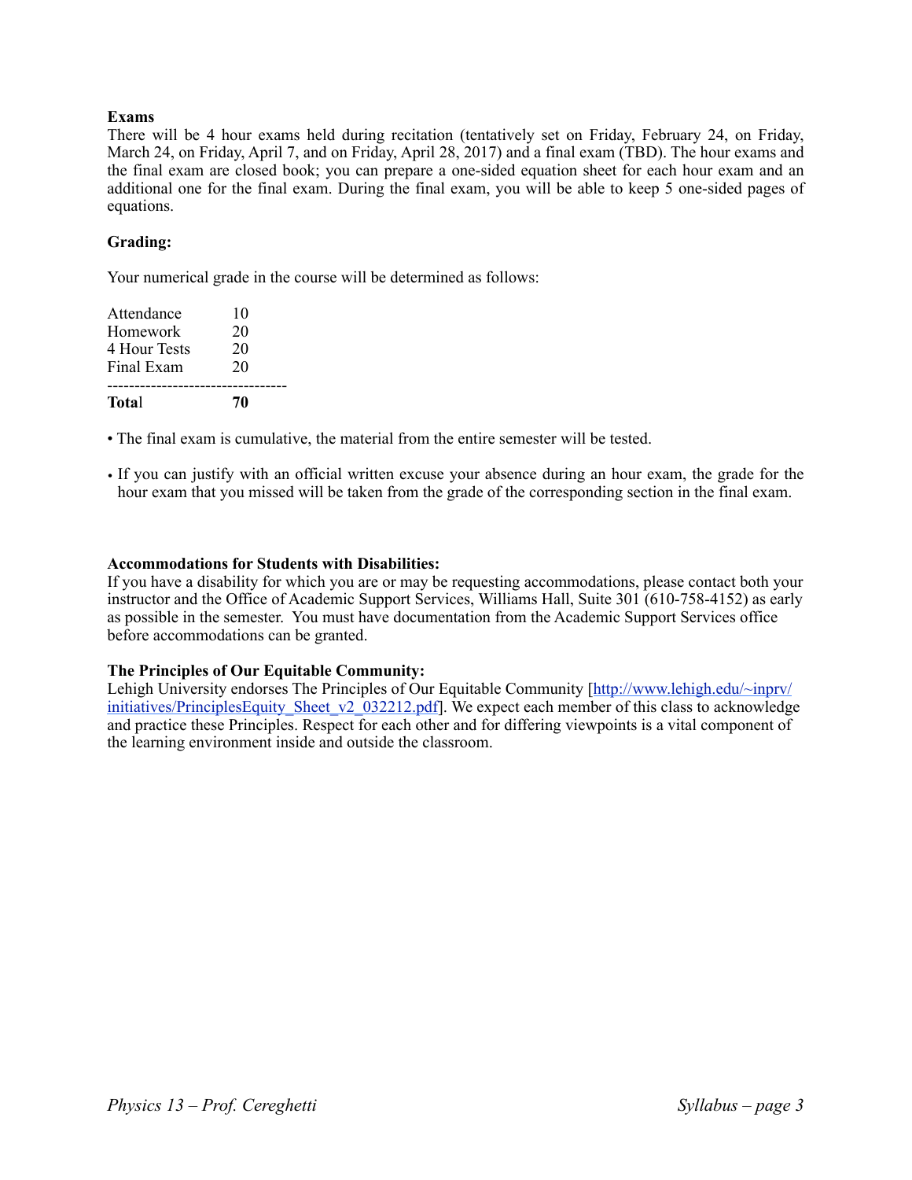**Exams**

There will be 4 hour exams held during recitation (tentatively set on Friday, February 24, on Friday, March 24, on Friday, April 7, and on Friday, April 28, 2017) and a final exam (TBD). The hour exams and the final exam are closed book; you can prepare a one-sided equation sheet for each hour exam and an additional one for the final exam. During the final exam, you will be able to keep 5 one-sided pages of equations.

**Grading:**

Your numerical grade in the course will be determined as follows:

| | |
|---|---|
| Attendance | 10 |
| Homework | 20 |
| 4 Hour Tests | 20 |
| Final Exam | 20 |
| **Total** | **70** |

- The final exam is cumulative, the material from the entire semester will be tested.
- If you can justify with an official written excuse your absence during an hour exam, the grade for the hour exam that you missed will be taken from the grade of the corresponding section in the final exam.

**Accommodations for Students with Disabilities:**

If you have a disability for which you are or may be requesting accommodations, please contact both your instructor and the Office of Academic Support Services, Williams Hall, Suite 301 (610-758-4152) as early as possible in the semester. You must have documentation from the Academic Support Services office before accommodations can be granted.

**The Principles of Our Equitable Community:**

Lehigh University endorses The Principles of Our Equitable Community [http://www.lehigh.edu/~inprv/initiatives/PrinciplesEquity_Sheet_v2_032212.pdf]. We expect each member of this class to acknowledge and practice these Principles. Respect for each other and for differing viewpoints is a vital component of the learning environment inside and outside the classroom.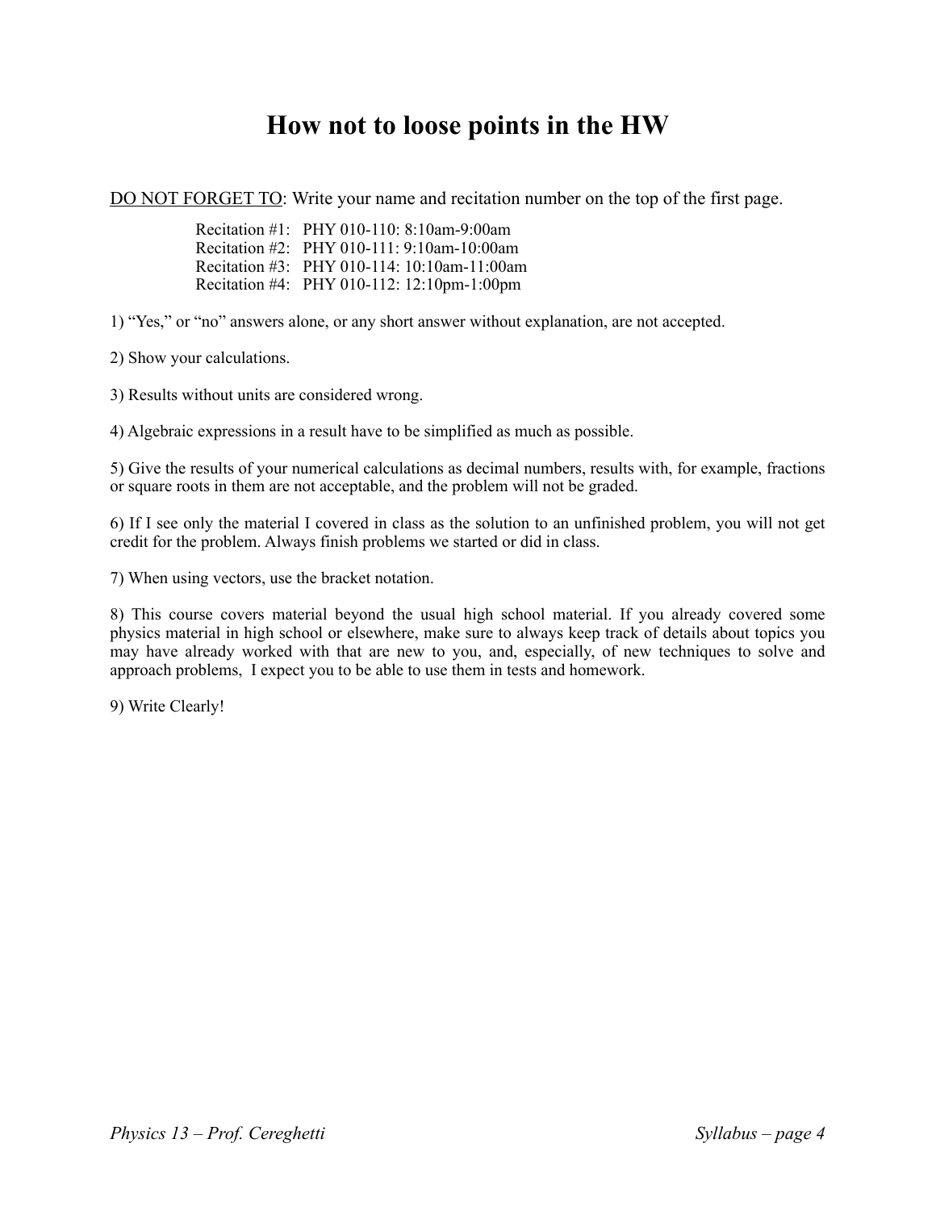# How not to loose points in the HW

<u>DO NOT FORGET TO</u>: Write your name and recitation number on the top of the first page.

Recitation #1: PHY 010-110: 8:10am-9:00am
Recitation #2: PHY 010-111: 9:10am-10:00am
Recitation #3: PHY 010-114: 10:10am-11:00am
Recitation #4: PHY 010-112: 12:10pm-1:00pm

1) "Yes," or "no" answers alone, or any short answer without explanation, are not accepted.

2) Show your calculations.

3) Results without units are considered wrong.

4) Algebraic expressions in a result have to be simplified as much as possible.

5) Give the results of your numerical calculations as decimal numbers, results with, for example, fractions or square roots in them are not acceptable, and the problem will not be graded.

6) If I see only the material I covered in class as the solution to an unfinished problem, you will not get credit for the problem. Always finish problems we started or did in class.

7) When using vectors, use the bracket notation.

8) This course covers material beyond the usual high school material. If you already covered some physics material in high school or elsewhere, make sure to always keep track of details about topics you may have already worked with that are new to you, and, especially, of new techniques to solve and approach problems, I expect you to be able to use them in tests and homework.

9) Write Clearly!